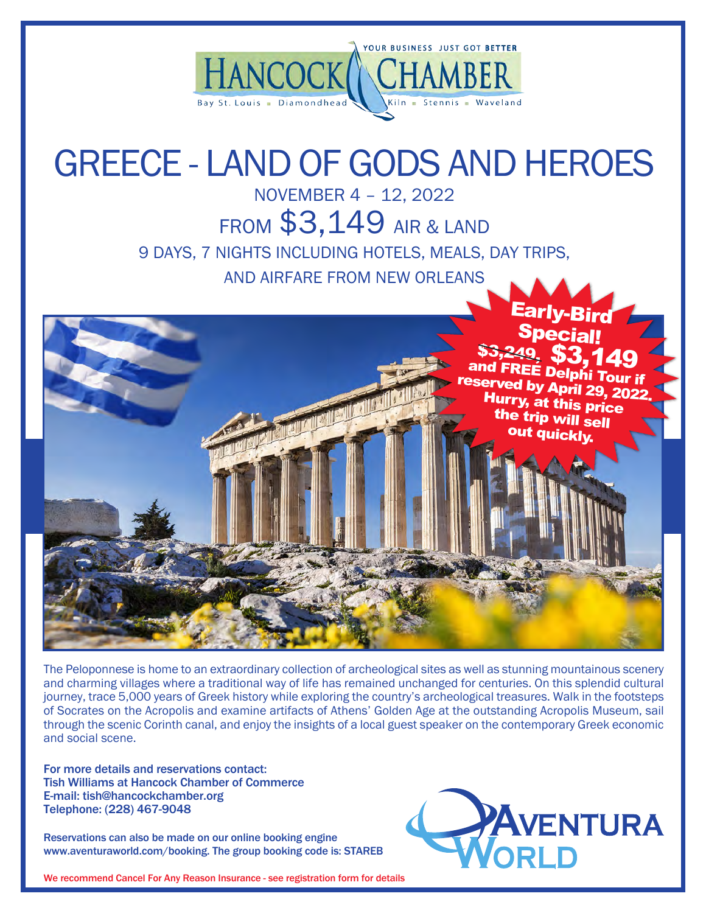HANCOCK CHAMBER

YOUR BUSINESS JUST GOT BETTER

Bay St. Louis ▪ Diamondhead ▪ Kiln ▪ Stennis ▪ Waveland

# GREECE - LAND OF GODS AND HEROES

## NOVEMBER 4 – 12, 2022

## FROM $3,149 AIR & LAND

9 DAYS, 7 NIGHTS INCLUDING HOTELS, MEALS, DAY TRIPS, AND AIRFARE FROM NEW ORLEANS

**Early-Bird Special!**

**~~$3,249~~, $3,149 and FREE Delphi Tour if reserved by April 29, 2022. Hurry, at this price the trip will sell out quickly.**

The Peloponnese is home to an extraordinary collection of archeological sites as well as stunning mountainous scenery and charming villages where a traditional way of life has remained unchanged for centuries. On this splendid cultural journey, trace 5,000 years of Greek history while exploring the country's archeological treasures. Walk in the footsteps of Socrates on the Acropolis and examine artifacts of Athens' Golden Age at the outstanding Acropolis Museum, sail through the scenic Corinth canal, and enjoy the insights of a local guest speaker on the contemporary Greek economic and social scene.

**For more details and reservations contact:**
**Tish Williams at Hancock Chamber of Commerce**
**E-mail: tish@hancockchamber.org**
**Telephone: (228) 467-9048**

**Reservations can also be made on our online booking engine www.aventuraworld.com/booking. The group booking code is: STAREB**

AVENTURA WORLD

We recommend Cancel For Any Reason Insurance - see registration form for details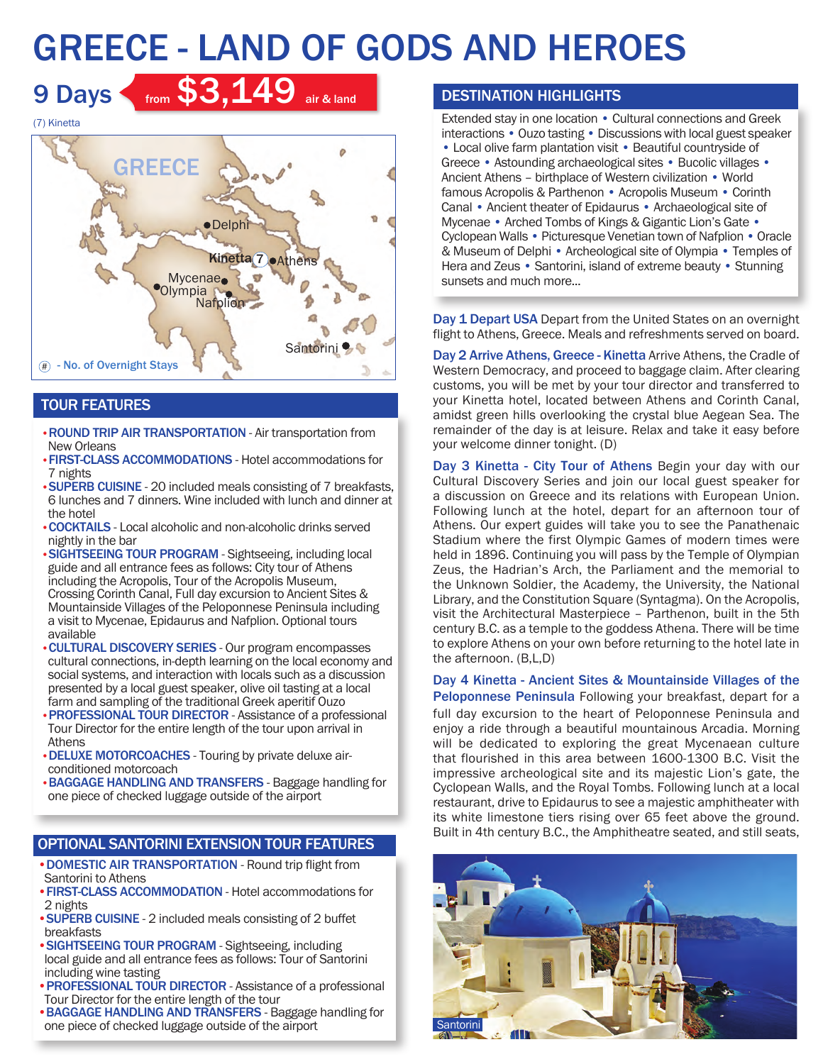# GREECE - LAND OF GODS AND HEROES

## 9 Days from $3,149 air & land

(7) Kinetta

GREECE

Delphi
Kinetta (7) Athens
Mycenae
Olympia
Nafplion
Santorini

(#) - No. of Overnight Stays

## TOUR FEATURES

- **ROUND TRIP AIR TRANSPORTATION** - Air transportation from New Orleans
- **FIRST-CLASS ACCOMMODATIONS** - Hotel accommodations for 7 nights
- **SUPERB CUISINE** - 20 included meals consisting of 7 breakfasts, 6 lunches and 7 dinners. Wine included with lunch and dinner at the hotel
- **COCKTAILS** - Local alcoholic and non-alcoholic drinks served nightly in the bar
- **SIGHTSEEING TOUR PROGRAM** - Sightseeing, including local guide and all entrance fees as follows: City tour of Athens including the Acropolis, Tour of the Acropolis Museum, Crossing Corinth Canal, Full day excursion to Ancient Sites & Mountainside Villages of the Peloponnese Peninsula including a visit to Mycenae, Epidaurus and Nafplion. Optional tours available
- **CULTURAL DISCOVERY SERIES** - Our program encompasses cultural connections, in-depth learning on the local economy and social systems, and interaction with locals such as a discussion presented by a local guest speaker, olive oil tasting at a local farm and sampling of the traditional Greek aperitif Ouzo
- **PROFESSIONAL TOUR DIRECTOR** - Assistance of a professional Tour Director for the entire length of the tour upon arrival in Athens
- **DELUXE MOTORCOACHES** - Touring by private deluxe air-conditioned motorcoach
- **BAGGAGE HANDLING AND TRANSFERS** - Baggage handling for one piece of checked luggage outside of the airport

## OPTIONAL SANTORINI EXTENSION TOUR FEATURES

- **DOMESTIC AIR TRANSPORTATION** - Round trip flight from Santorini to Athens
- **FIRST-CLASS ACCOMMODATION** - Hotel accommodations for 2 nights
- **SUPERB CUISINE** - 2 included meals consisting of 2 buffet breakfasts
- **SIGHTSEEING TOUR PROGRAM** - Sightseeing, including local guide and all entrance fees as follows: Tour of Santorini including wine tasting
- **PROFESSIONAL TOUR DIRECTOR** - Assistance of a professional Tour Director for the entire length of the tour
- **BAGGAGE HANDLING AND TRANSFERS** - Baggage handling for one piece of checked luggage outside of the airport

## DESTINATION HIGHLIGHTS

Extended stay in one location • Cultural connections and Greek interactions • Ouzo tasting • Discussions with local guest speaker • Local olive farm plantation visit • Beautiful countryside of Greece • Astounding archaeological sites • Bucolic villages • Ancient Athens – birthplace of Western civilization • World famous Acropolis & Parthenon • Acropolis Museum • Corinth Canal • Ancient theater of Epidaurus • Archaeological site of Mycenae • Arched Tombs of Kings & Gigantic Lion's Gate • Cyclopean Walls • Picturesque Venetian town of Nafplion • Oracle & Museum of Delphi • Archeological site of Olympia • Temples of Hera and Zeus • Santorini, island of extreme beauty • Stunning sunsets and much more...

**Day 1 Depart USA** Depart from the United States on an overnight flight to Athens, Greece. Meals and refreshments served on board.

**Day 2 Arrive Athens, Greece - Kinetta** Arrive Athens, the Cradle of Western Democracy, and proceed to baggage claim. After clearing customs, you will be met by your tour director and transferred to your Kinetta hotel, located between Athens and Corinth Canal, amidst green hills overlooking the crystal blue Aegean Sea. The remainder of the day is at leisure. Relax and take it easy before your welcome dinner tonight. (D)

**Day 3 Kinetta - City Tour of Athens** Begin your day with our Cultural Discovery Series and join our local guest speaker for a discussion on Greece and its relations with European Union. Following lunch at the hotel, depart for an afternoon tour of Athens. Our expert guides will take you to see the Panathenaic Stadium where the first Olympic Games of modern times were held in 1896. Continuing you will pass by the Temple of Olympian Zeus, the Hadrian's Arch, the Parliament and the memorial to the Unknown Soldier, the Academy, the University, the National Library, and the Constitution Square (Syntagma). On the Acropolis, visit the Architectural Masterpiece – Parthenon, built in the 5th century B.C. as a temple to the goddess Athena. There will be time to explore Athens on your own before returning to the hotel late in the afternoon. (B,L,D)

**Day 4 Kinetta - Ancient Sites & Mountainside Villages of the Peloponnese Peninsula** Following your breakfast, depart for a full day excursion to the heart of Peloponnese Peninsula and enjoy a ride through a beautiful mountainous Arcadia. Morning will be dedicated to exploring the great Mycenaean culture that flourished in this area between 1600-1300 B.C. Visit the impressive archeological site and its majestic Lion's gate, the Cyclopean Walls, and the Royal Tombs. Following lunch at a local restaurant, drive to Epidaurus to see a majestic amphitheater with its white limestone tiers rising over 65 feet above the ground. Built in 4th century B.C., the Amphitheatre seated, and still seats,

Santorini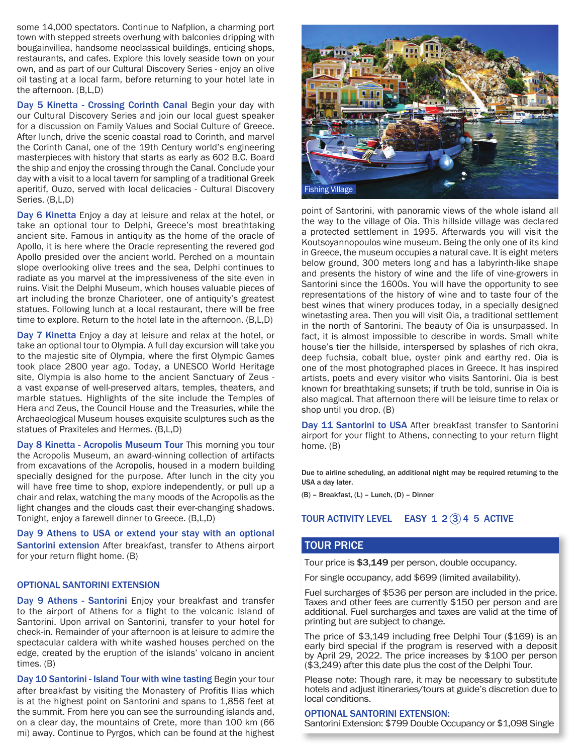some 14,000 spectators. Continue to Nafplion, a charming port town with stepped streets overhung with balconies dripping with bougainvillea, handsome neoclassical buildings, enticing shops, restaurants, and cafes. Explore this lovely seaside town on your own, and as part of our Cultural Discovery Series - enjoy an olive oil tasting at a local farm, before returning to your hotel late in the afternoon. (B,L,D)

**Day 5 Kinetta - Crossing Corinth Canal** Begin your day with our Cultural Discovery Series and join our local guest speaker for a discussion on Family Values and Social Culture of Greece. After lunch, drive the scenic coastal road to Corinth, and marvel the Corinth Canal, one of the 19th Century world's engineering masterpieces with history that starts as early as 602 B.C. Board the ship and enjoy the crossing through the Canal. Conclude your day with a visit to a local tavern for sampling of a traditional Greek aperitif, Ouzo, served with local delicacies - Cultural Discovery Series. (B,L,D)

**Day 6 Kinetta** Enjoy a day at leisure and relax at the hotel, or take an optional tour to Delphi, Greece's most breathtaking ancient site. Famous in antiquity as the home of the oracle of Apollo, it is here where the Oracle representing the revered god Apollo presided over the ancient world. Perched on a mountain slope overlooking olive trees and the sea, Delphi continues to radiate as you marvel at the impressiveness of the site even in ruins. Visit the Delphi Museum, which houses valuable pieces of art including the bronze Charioteer, one of antiquity's greatest statues. Following lunch at a local restaurant, there will be free time to explore. Return to the hotel late in the afternoon. (B,L,D)

**Day 7 Kinetta** Enjoy a day at leisure and relax at the hotel, or take an optional tour to Olympia. A full day excursion will take you to the majestic site of Olympia, where the first Olympic Games took place 2800 year ago. Today, a UNESCO World Heritage site, Olympia is also home to the ancient Sanctuary of Zeus - a vast expanse of well-preserved altars, temples, theaters, and marble statues. Highlights of the site include the Temples of Hera and Zeus, the Council House and the Treasuries, while the Archaeological Museum houses exquisite sculptures such as the statues of Praxiteles and Hermes. (B,L,D)

**Day 8 Kinetta - Acropolis Museum Tour** This morning you tour the Acropolis Museum, an award-winning collection of artifacts from excavations of the Acropolis, housed in a modern building specially designed for the purpose. After lunch in the city you will have free time to shop, explore independently, or pull up a chair and relax, watching the many moods of the Acropolis as the light changes and the clouds cast their ever-changing shadows. Tonight, enjoy a farewell dinner to Greece. (B,L,D)

**Day 9 Athens to USA or extend your stay with an optional Santorini extension** After breakfast, transfer to Athens airport for your return flight home. (B)

## OPTIONAL SANTORINI EXTENSION

**Day 9 Athens - Santorini** Enjoy your breakfast and transfer to the airport of Athens for a flight to the volcanic Island of Santorini. Upon arrival on Santorini, transfer to your hotel for check-in. Remainder of your afternoon is at leisure to admire the spectacular caldera with white washed houses perched on the edge, created by the eruption of the islands' volcano in ancient times. (B)

**Day 10 Santorini - Island Tour with wine tasting** Begin your tour after breakfast by visiting the Monastery of Profitis Ilias which is at the highest point on Santorini and spans to 1,856 feet at the summit. From here you can see the surrounding islands and, on a clear day, the mountains of Crete, more than 100 km (66 mi) away. Continue to Pyrgos, which can be found at the highest point of Santorini, with panoramic views of the whole island all the way to the village of Oia. This hillside village was declared a protected settlement in 1995. Afterwards you will visit the Koutsoyannopoulos wine museum. Being the only one of its kind in Greece, the museum occupies a natural cave. It is eight meters below ground, 300 meters long and has a labyrinth-like shape and presents the history of wine and the life of vine-growers in Santorini since the 1600s. You will have the opportunity to see representations of the history of wine and to taste four of the best wines that winery produces today, in a specially designed winetasting area. Then you will visit Oia, a traditional settlement in the north of Santorini. The beauty of Oia is unsurpassed. In fact, it is almost impossible to describe in words. Small white house's tier the hillside, interspersed by splashes of rich okra, deep fuchsia, cobalt blue, oyster pink and earthy red. Oia is one of the most photographed places in Greece. It has inspired artists, poets and every visitor who visits Santorini. Oia is best known for breathtaking sunsets; if truth be told, sunrise in Oia is also magical. That afternoon there will be leisure time to relax or shop until you drop. (B)

Fishing Village

**Day 11 Santorini to USA** After breakfast transfer to Santorini airport for your flight to Athens, connecting to your return flight home. (B)

**Due to airline scheduling, an additional night may be required returning to the USA a day later.**

**(B) – Breakfast, (L) – Lunch, (D) – Dinner**

**TOUR ACTIVITY LEVEL EASY 1 2 (3) 4 5 ACTIVE**

## TOUR PRICE

Tour price is **$3,149** per person, double occupancy.

For single occupancy, add $699 (limited availability).

Fuel surcharges of $536 per person are included in the price. Taxes and other fees are currently $150 per person and are additional. Fuel surcharges and taxes are valid at the time of printing but are subject to change.

The price of $3,149 including free Delphi Tour ($169) is an early bird special if the program is reserved with a deposit by April 29, 2022. The price increases by $100 per person ($3,249) after this date plus the cost of the Delphi Tour.

Please note: Though rare, it may be necessary to substitute hotels and adjust itineraries/tours at guide's discretion due to local conditions.

**OPTIONAL SANTORINI EXTENSION:**
Santorini Extension: $799 Double Occupancy or $1,098 Single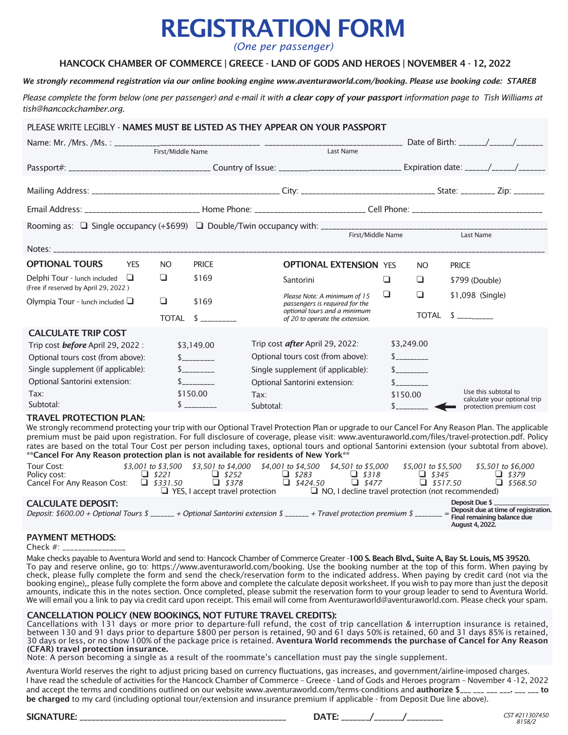# REGISTRATION FORM

*(One per passenger)*

**HANCOCK CHAMBER OF COMMERCE | GREECE - LAND OF GODS AND HEROES | NOVEMBER 4 - 12, 2022**

***We strongly recommend registration via our online booking engine www.aventuraworld.com/booking. Please use booking code: STAREB***

*Please complete the form below (one per passenger) and e-mail it with **a clear copy of your passport** information page to Tish Williams at tish@hancockchamber.org.*

PLEASE WRITE LEGIBLY - **NAMES MUST BE LISTED AS THEY APPEAR ON YOUR PASSPORT**

Name: Mr. /Mrs. /Ms. : ______________________________ ______________________________ Date of Birth: ______/______/______
First/Middle Name Last Name

Passport#: ______________________________ Country of Issue: ______________________________ Expiration date: ______/______/______

Mailing Address: ______________________________ City: ______________________________ State: ________ Zip: ________

Email Address: ______________________________ Home Phone: ______________________________ Cell Phone: ______________________________

Rooming as: ❑ Single occupancy (+$699) ❑ Double/Twin occupancy with: ______________________________
First/Middle Name Last Name

Notes: ______________________________________________________________________________

| OPTIONAL TOURS | YES | NO | PRICE |
|---|---|---|---|
| Delphi Tour - lunch included (Free if reserved by April 29, 2022 ) | ❑ | ❑ | $169 |
| Olympia Tour - lunch included | ❑ | ❑ | $169 |
| | | TOTAL | $ _________ |

| OPTIONAL EXTENSION | YES | NO | PRICE |
|---|---|---|---|
| Santorini | ❑ | ❑ | $799 (Double) |
| | ❑ | ❑ | $1,098 (Single) |
| | | TOTAL | $ _________ |

*Please Note: A minimum of 15 passengers is required for the optional tours and a minimum of 20 to operate the extension.*

### CALCULATE TRIP COST

| | | | |
|---|---|---|---|
| Trip cost ***before*** April 29, 2022 : | $3,149.00 | Trip cost ***after*** April 29, 2022: | $3,249.00 |
| Optional tours cost (from above): | $________ | Optional tours cost (from above): | $________ |
| Single supplement (if applicable): | $________ | Single supplement (if applicable): | $________ |
| Optional Santorini extension: | $________ | Optional Santorini extension: | $________ |
| Tax: | $150.00 | Tax: | $150.00 |
| Subtotal: | $ ________ | Subtotal: | $________ |

Use this subtotal to calculate your optional trip protection premium cost

### TRAVEL PROTECTION PLAN:

We strongly recommend protecting your trip with our Optional Travel Protection Plan or upgrade to our Cancel For Any Reason Plan. The applicable premium must be paid upon registration. For full disclosure of coverage, please visit: www.aventuraworld.com/files/travel-protection.pdf. Policy rates are based on the total Tour Cost per person including taxes, optional tours and optional Santorini extension (your subtotal from above).
****Cancel For Any Reason protection plan is not available for residents of New York****

| Tour Cost: | $3,001 to $3,500 | $3,501 to $4,000 | $4,001 to $4,500 | $4,501 to $5,000 | $5,001 to $5,500 | $5,501 to $6,000 |
|---|---|---|---|---|---|---|
| Policy cost: | ❑ $221 | ❑ $252 | ❑ $283 | ❑ $318 | ❑ $345 | ❑ $379 |
| Cancel For Any Reason Cost: | ❑ $331.50 | ❑ $378 | ❑ $424.50 | ❑ $477 | ❑ $517.50 | ❑ $568.50 |

❑ YES, I accept travel protection ❑ NO, I decline travel protection (not recommended)

### CALCULATE DEPOSIT:

*Deposit: $600.00 + Optional Tours $ ______ + Optional Santorini extension $ ______ + Travel protection premium $ _______* = **Deposit Due $ ______________**
**Deposit due at time of registration. Final remaining balance due August 4, 2022.**

### PAYMENT METHODS:

Check #: _______________

Make checks payable to Aventura World and send to: Hancock Chamber of Commerce Greater -**100 S. Beach Blvd., Suite A, Bay St. Louis, MS 39520.**
To pay and reserve online, go to: https://www.aventuraworld.com/booking. Use the booking number at the top of this form. When paying by check, please fully complete the form and send the check/reservation form to the indicated address. When paying by credit card (not via the booking engine),, please fully complete the form above and complete the calculate deposit worksheet. If you wish to pay more than just the deposit amounts, indicate this in the notes section. Once completed, please submit the reservation form to your group leader to send to Aventura World. We will email you a link to pay via credit card upon receipt. This email will come from Aventuraworld@aventuraworld.com. Please check your spam.

### CANCELLATION POLICY (NEW BOOKINGS, NOT FUTURE TRAVEL CREDITS):

Cancellations with 131 days or more prior to departure-full refund, the cost of trip cancellation & interruption insurance is retained, between 130 and 91 days prior to departure $800 per person is retained, 90 and 61 days 50% is retained, 60 and 31 days 85% is retained, 30 days or less, or no show 100% of the package price is retained. **Aventura World recommends the purchase of Cancel for Any Reason (CFAR) travel protection insurance.**
Note: A person becoming a single as a result of the roommate's cancellation must pay the single supplement.

Aventura World reserves the right to adjust pricing based on currency fluctuations, gas increases, and government/airline-imposed charges.
I have read the schedule of activities for the Hancock Chamber of Commerce – Greece - Land of Gods and Heroes program – November 4 -12, 2022 and accept the terms and conditions outlined on our website www.aventuraworld.com/terms-conditions and **authorize $___ ___ ___ ___. ___ ___ to be charged** to my card (including optional tour/extension and insurance premium if applicable - from Deposit Due line above).

**SIGNATURE:** ______________________________ **DATE:** ______/______/________

*CST #211307450*
*8158/2*